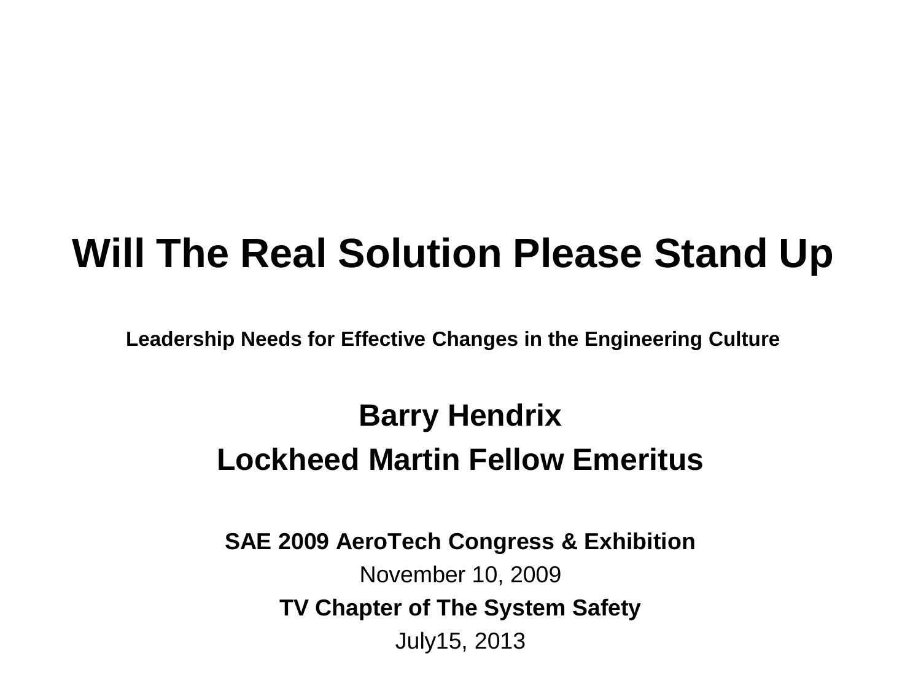# Will The Real Solution Please Stand Up

**Leadership Needs for Effective Changes in the Engineering Culture**

**Barry Hendrix**

**Lockheed Martin Fellow Emeritus**

**SAE 2009 AeroTech Congress & Exhibition**

November 10, 2009

**TV Chapter of The System Safety**

July15, 2013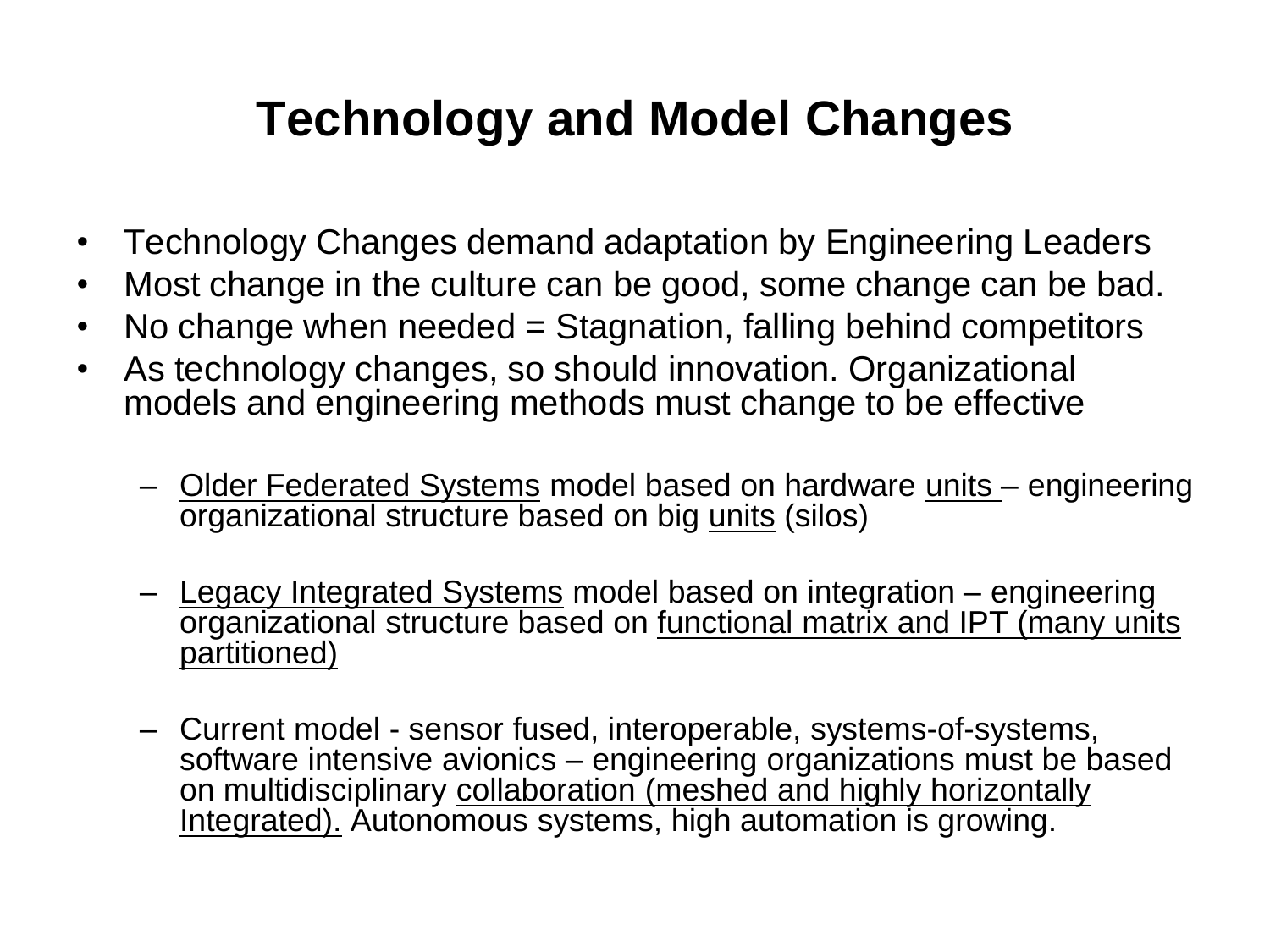# Technology and Model Changes

- Technology Changes demand adaptation by Engineering Leaders
- Most change in the culture can be good, some change can be bad.
- No change when needed = Stagnation, falling behind competitors
- As technology changes, so should innovation. Organizational models and engineering methods must change to be effective
  - <u>Older Federated Systems</u> model based on hardware <u>units</u> – engineering organizational structure based on big <u>units</u> (silos)
  - <u>Legacy Integrated Systems</u> model based on integration – engineering organizational structure based on <u>functional matrix and IPT (many units partitioned)</u>
  - Current model - sensor fused, interoperable, systems-of-systems, software intensive avionics – engineering organizations must be based on multidisciplinary <u>collaboration (meshed and highly horizontally Integrated).</u> Autonomous systems, high automation is growing.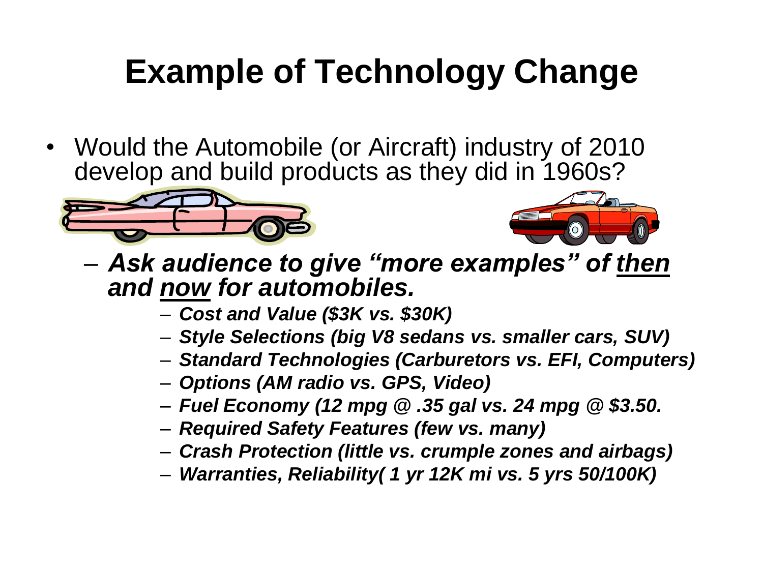# Example of Technology Change

- Would the Automobile (or Aircraft) industry of 2010 develop and build products as they did in 1960s?
  - ***Ask audience to give "more examples" of <u>then</u> and <u>now</u> for automobiles.***
    - ***Cost and Value ($3K vs. $30K)***
    - ***Style Selections (big V8 sedans vs. smaller cars, SUV)***
    - ***Standard Technologies (Carburetors vs. EFI, Computers)***
    - ***Options (AM radio vs. GPS, Video)***
    - ***Fuel Economy (12 mpg @ .35 gal vs. 24 mpg @ $3.50.***
    - ***Required Safety Features (few vs. many)***
    - ***Crash Protection (little vs. crumple zones and airbags)***
    - ***Warranties, Reliability( 1 yr 12K mi vs. 5 yrs 50/100K)***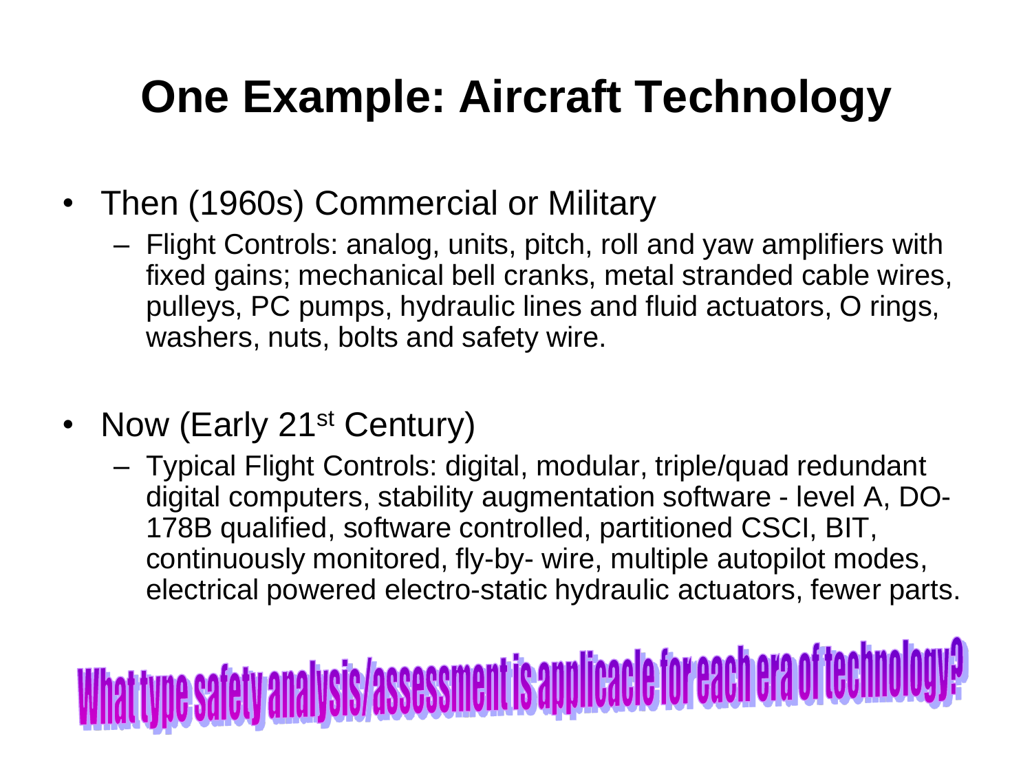# One Example: Aircraft Technology

- Then (1960s) Commercial or Military
  - Flight Controls: analog, units, pitch, roll and yaw amplifiers with fixed gains; mechanical bell cranks, metal stranded cable wires, pulleys, PC pumps, hydraulic lines and fluid actuators, O rings, washers, nuts, bolts and safety wire.

- Now (Early 21st Century)
  - Typical Flight Controls: digital, modular, triple/quad redundant digital computers, stability augmentation software - level A, DO-178B qualified, software controlled, partitioned CSCI, BIT, continuously monitored, fly-by- wire, multiple autopilot modes, electrical powered electro-static hydraulic actuators, fewer parts.

**What type safety analysis/assessment is applicacle for each era of technology?**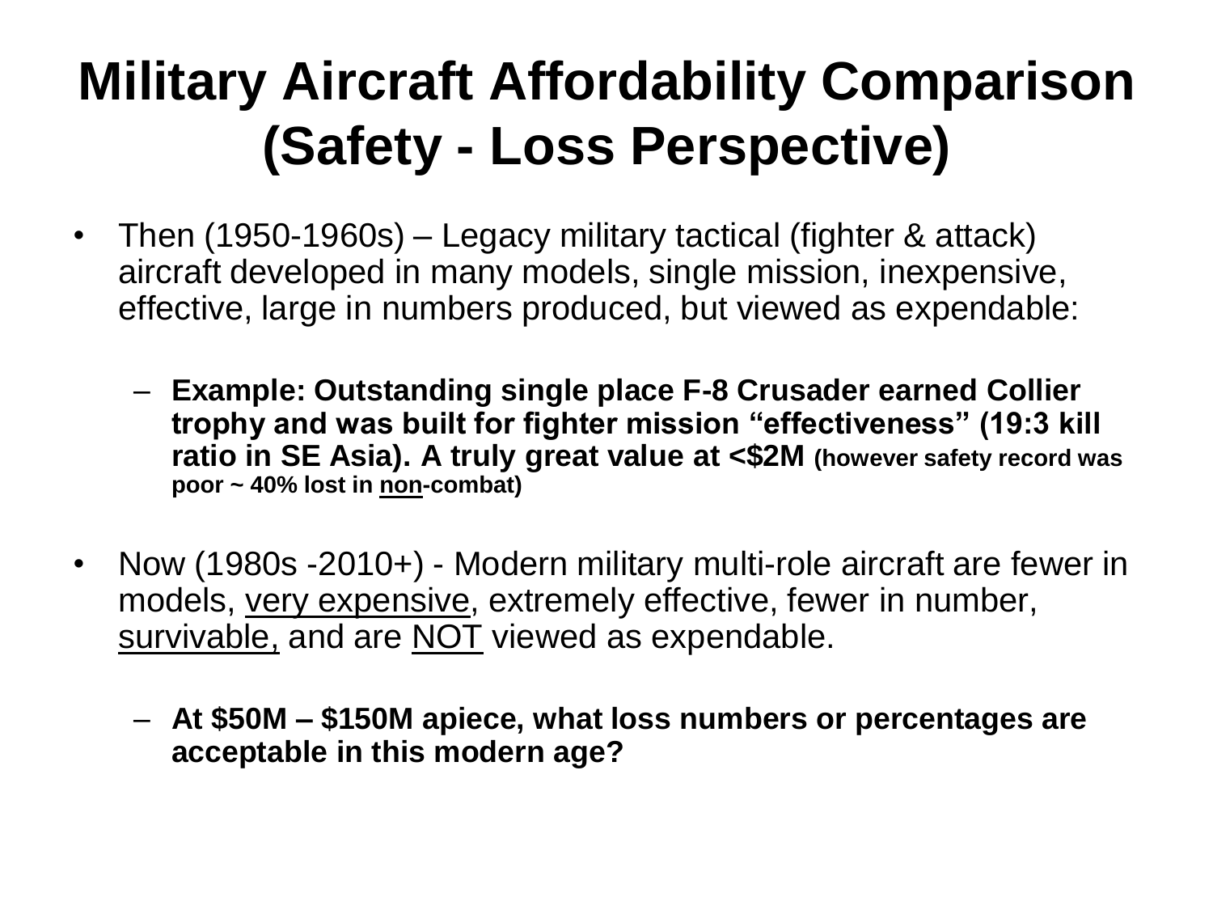# Military Aircraft Affordability Comparison (Safety - Loss Perspective)

- Then (1950-1960s) – Legacy military tactical (fighter & attack) aircraft developed in many models, single mission, inexpensive, effective, large in numbers produced, but viewed as expendable:
  - **Example: Outstanding single place F-8 Crusader earned Collier trophy and was built for fighter mission "effectiveness" (19:3 kill ratio in SE Asia). A truly great value at <$2M (however safety record was poor ~ 40% lost in <u>non</u>-combat)**
- Now (1980s -2010+) - Modern military multi-role aircraft are fewer in models, <u>very expensive</u>, extremely effective, fewer in number, <u>survivable,</u> and are <u>NOT</u> viewed as expendable.
  - **At $50M – $150M apiece, what loss numbers or percentages are acceptable in this modern age?**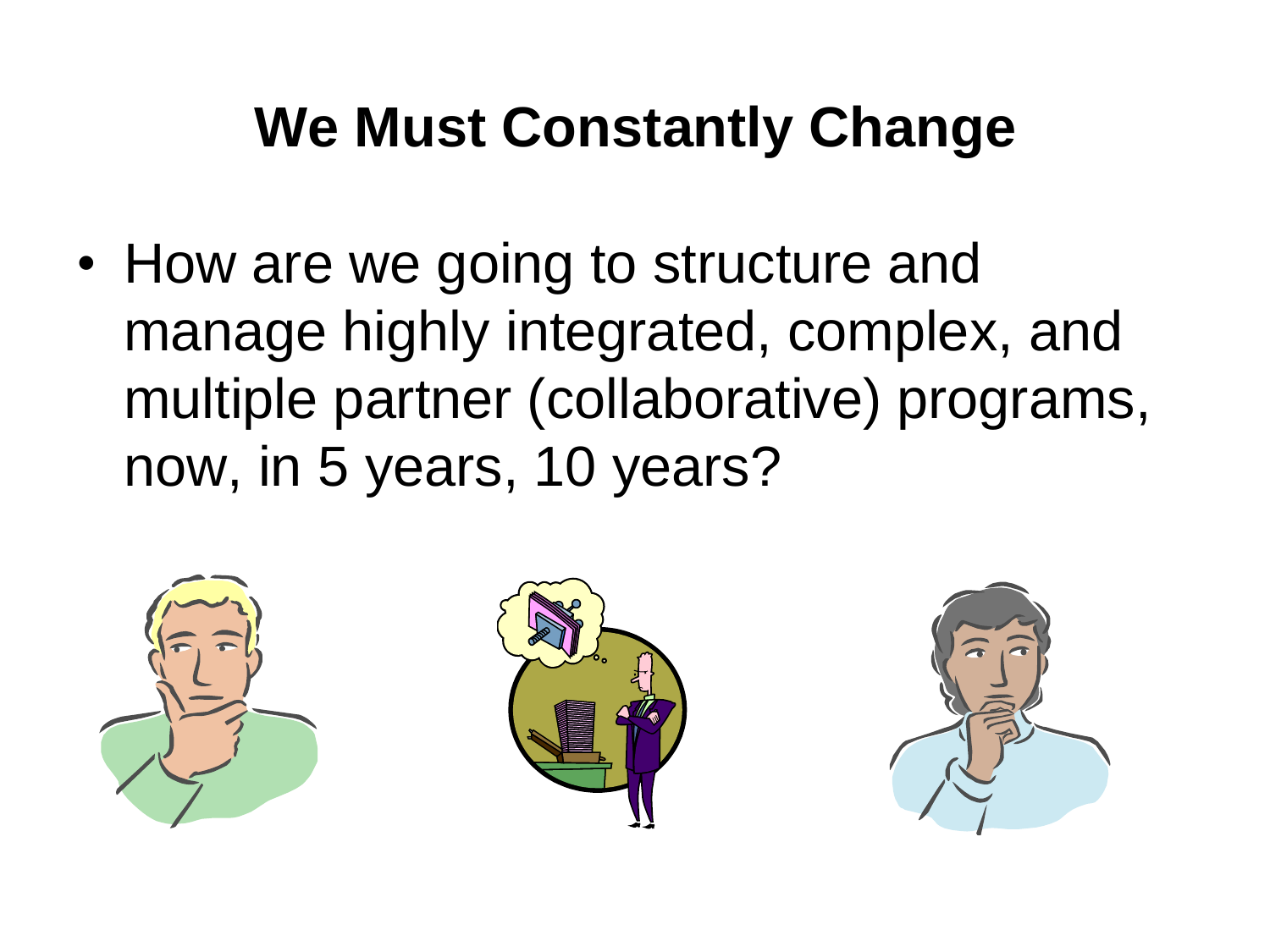# We Must Constantly Change

- How are we going to structure and manage highly integrated, complex, and multiple partner (collaborative) programs, now, in 5 years, 10 years?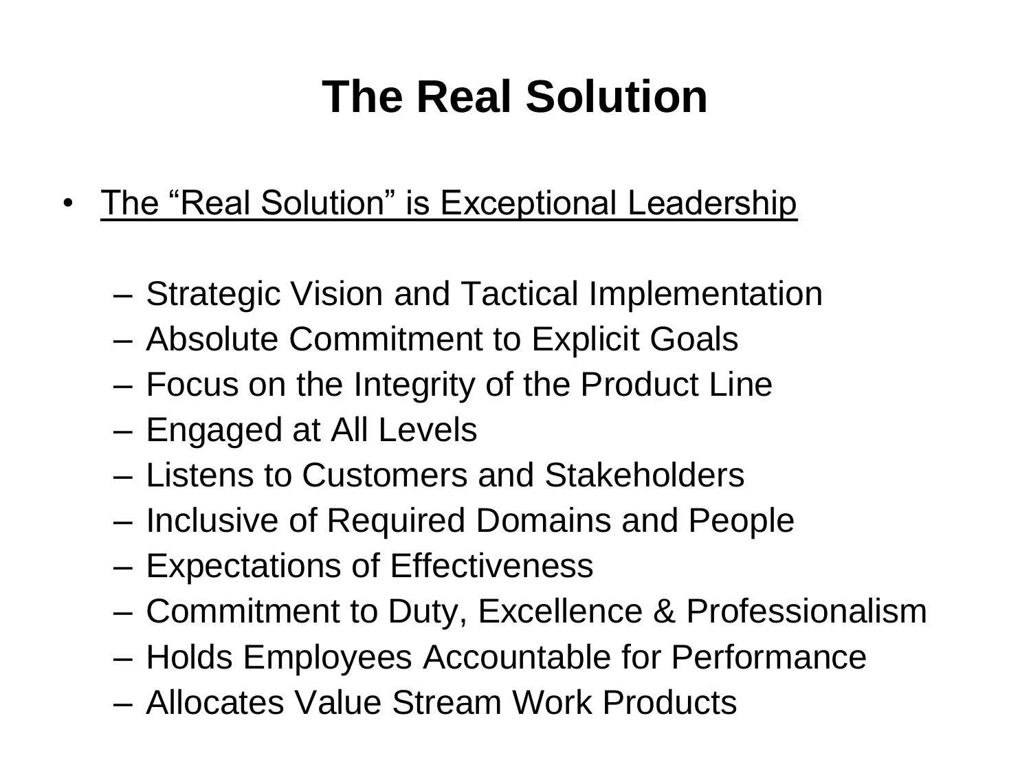# The Real Solution

- <u>The "Real Solution" is Exceptional Leadership</u>
  - Strategic Vision and Tactical Implementation
  - Absolute Commitment to Explicit Goals
  - Focus on the Integrity of the Product Line
  - Engaged at All Levels
  - Listens to Customers and Stakeholders
  - Inclusive of Required Domains and People
  - Expectations of Effectiveness
  - Commitment to Duty, Excellence & Professionalism
  - Holds Employees Accountable for Performance
  - Allocates Value Stream Work Products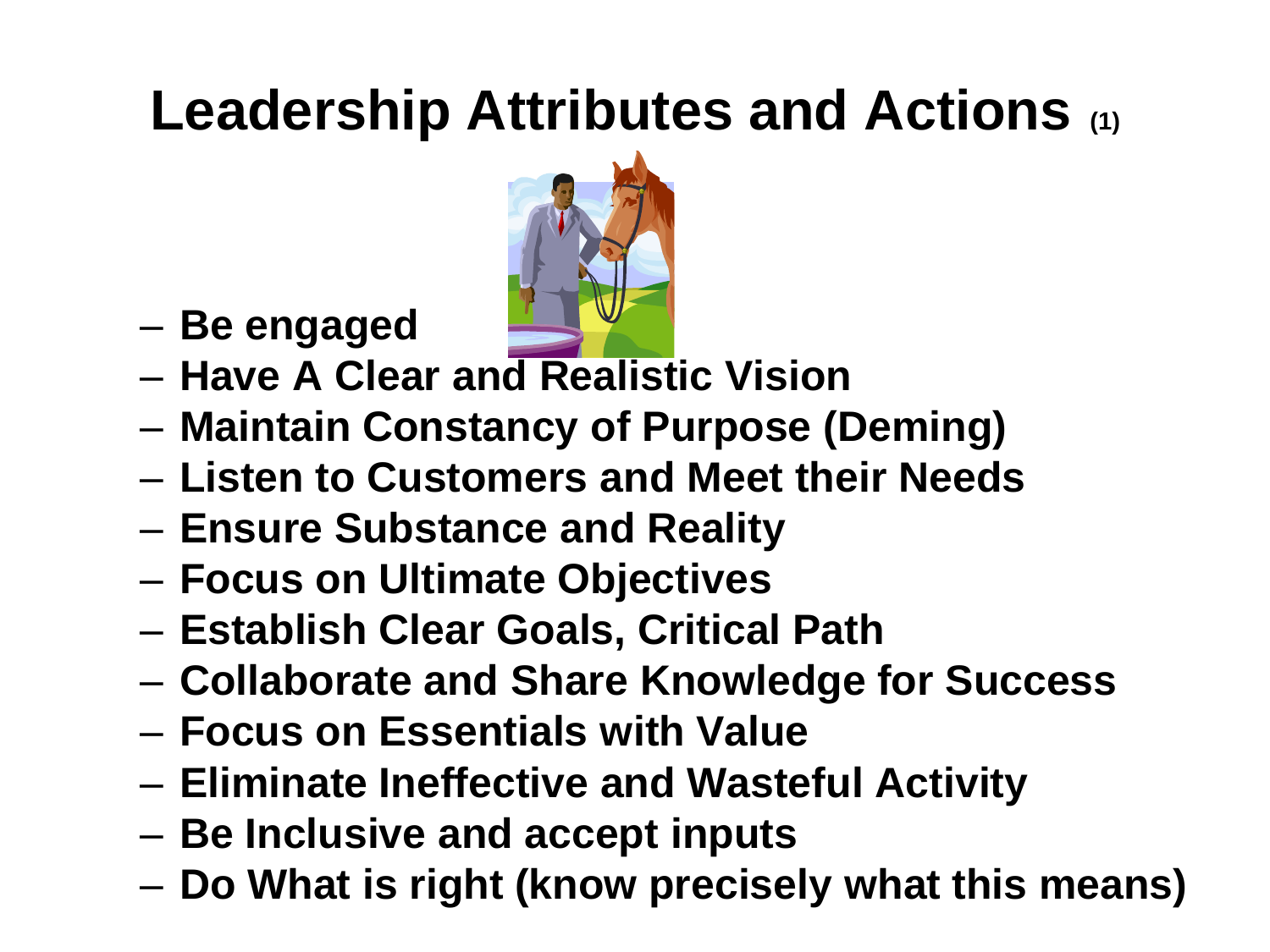# Leadership Attributes and Actions (1)

- Be engaged
- Have A Clear and Realistic Vision
- Maintain Constancy of Purpose (Deming)
- Listen to Customers and Meet their Needs
- Ensure Substance and Reality
- Focus on Ultimate Objectives
- Establish Clear Goals, Critical Path
- Collaborate and Share Knowledge for Success
- Focus on Essentials with Value
- Eliminate Ineffective and Wasteful Activity
- Be Inclusive and accept inputs
- Do What is right (know precisely what this means)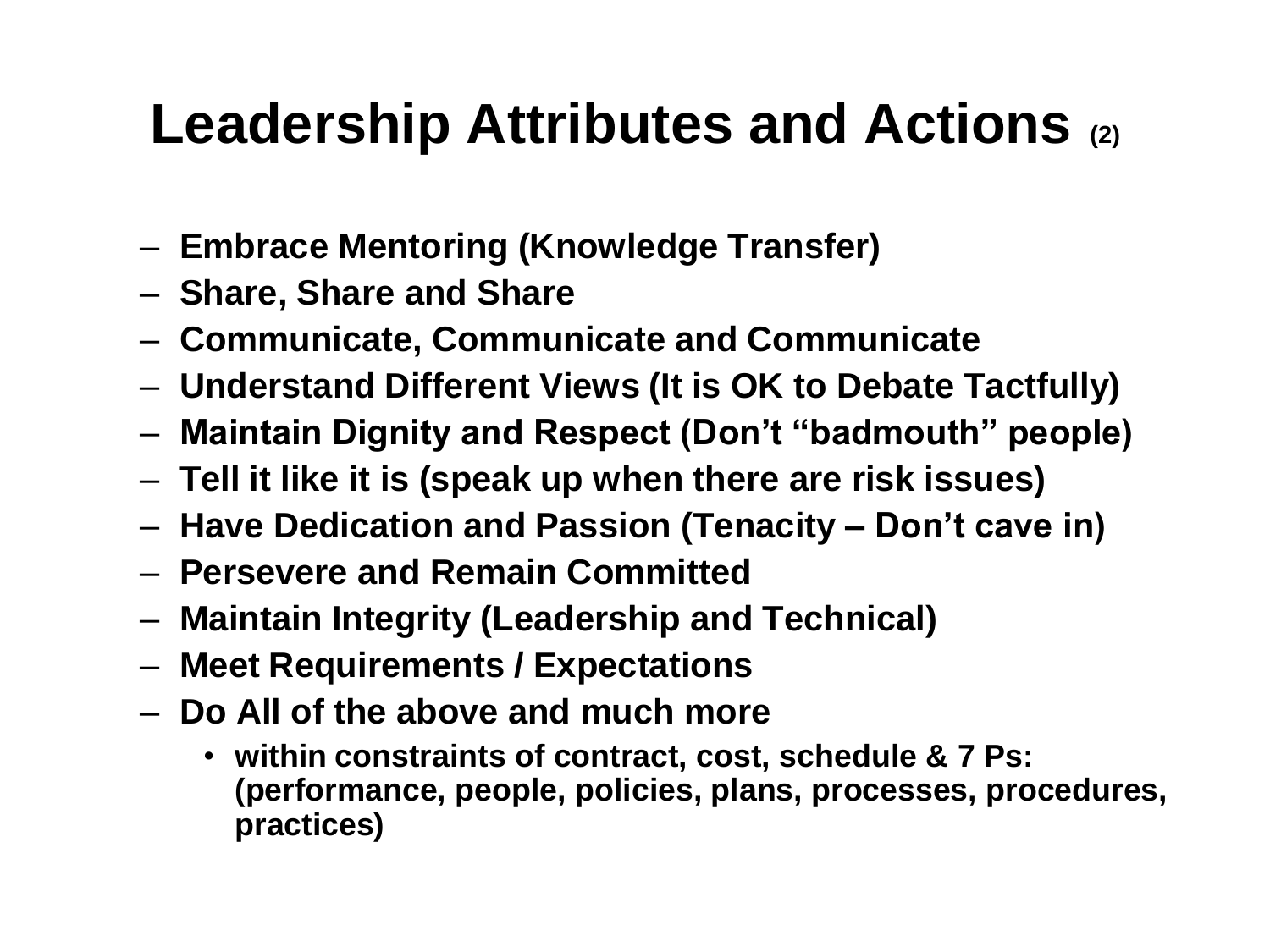# Leadership Attributes and Actions (2)

- **Embrace Mentoring (Knowledge Transfer)**
- **Share, Share and Share**
- **Communicate, Communicate and Communicate**
- **Understand Different Views (It is OK to Debate Tactfully)**
- **Maintain Dignity and Respect (Don't "badmouth" people)**
- **Tell it like it is (speak up when there are risk issues)**
- **Have Dedication and Passion (Tenacity – Don't cave in)**
- **Persevere and Remain Committed**
- **Maintain Integrity (Leadership and Technical)**
- **Meet Requirements / Expectations**
- **Do All of the above and much more**
  - **within constraints of contract, cost, schedule & 7 Ps: (performance, people, policies, plans, processes, procedures, practices)**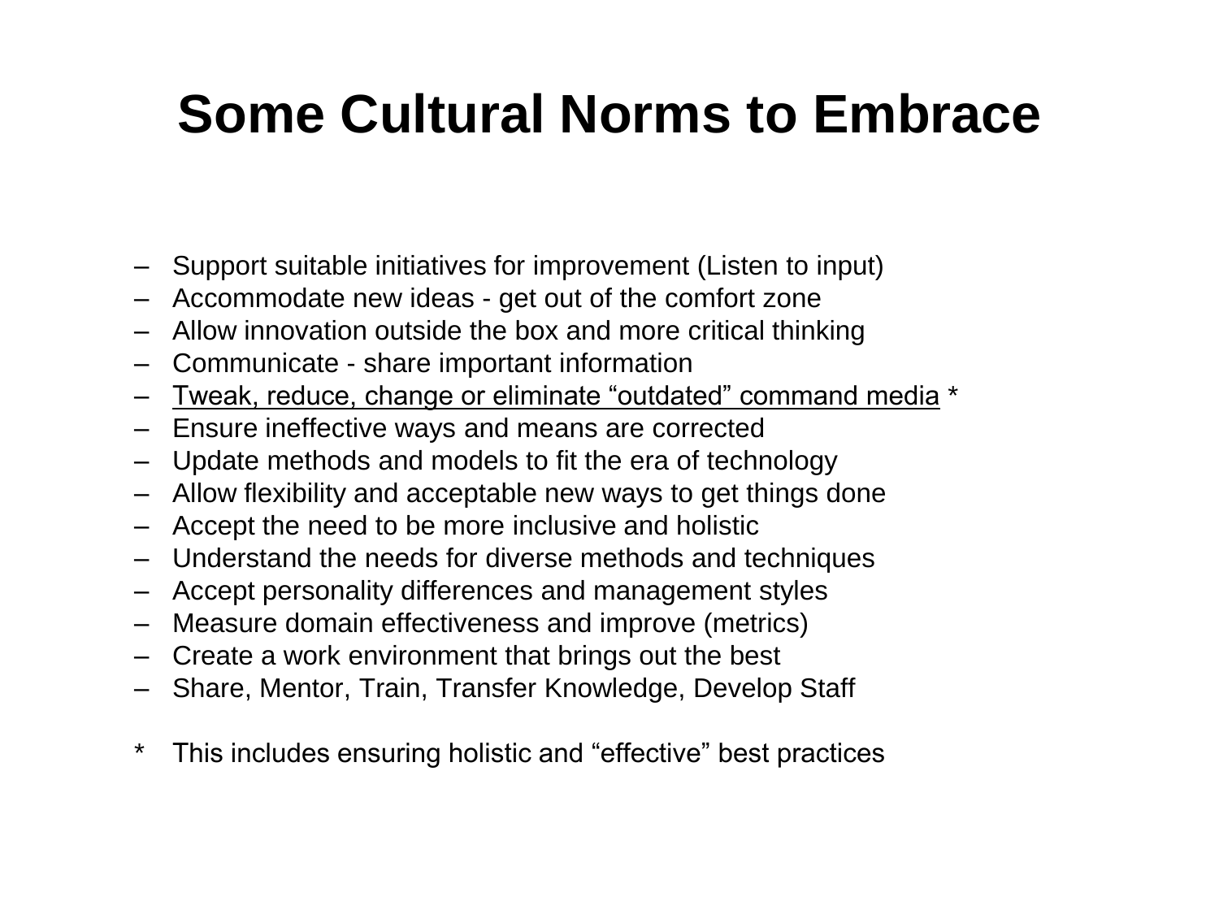# Some Cultural Norms to Embrace

- Support suitable initiatives for improvement (Listen to input)
- Accommodate new ideas - get out of the comfort zone
- Allow innovation outside the box and more critical thinking
- Communicate - share important information
- <u>Tweak, reduce, change or eliminate “outdated” command media</u> *
- Ensure ineffective ways and means are corrected
- Update methods and models to fit the era of technology
- Allow flexibility and acceptable new ways to get things done
- Accept the need to be more inclusive and holistic
- Understand the needs for diverse methods and techniques
- Accept personality differences and management styles
- Measure domain effectiveness and improve (metrics)
- Create a work environment that brings out the best
- Share, Mentor, Train, Transfer Knowledge, Develop Staff

\* This includes ensuring holistic and “effective” best practices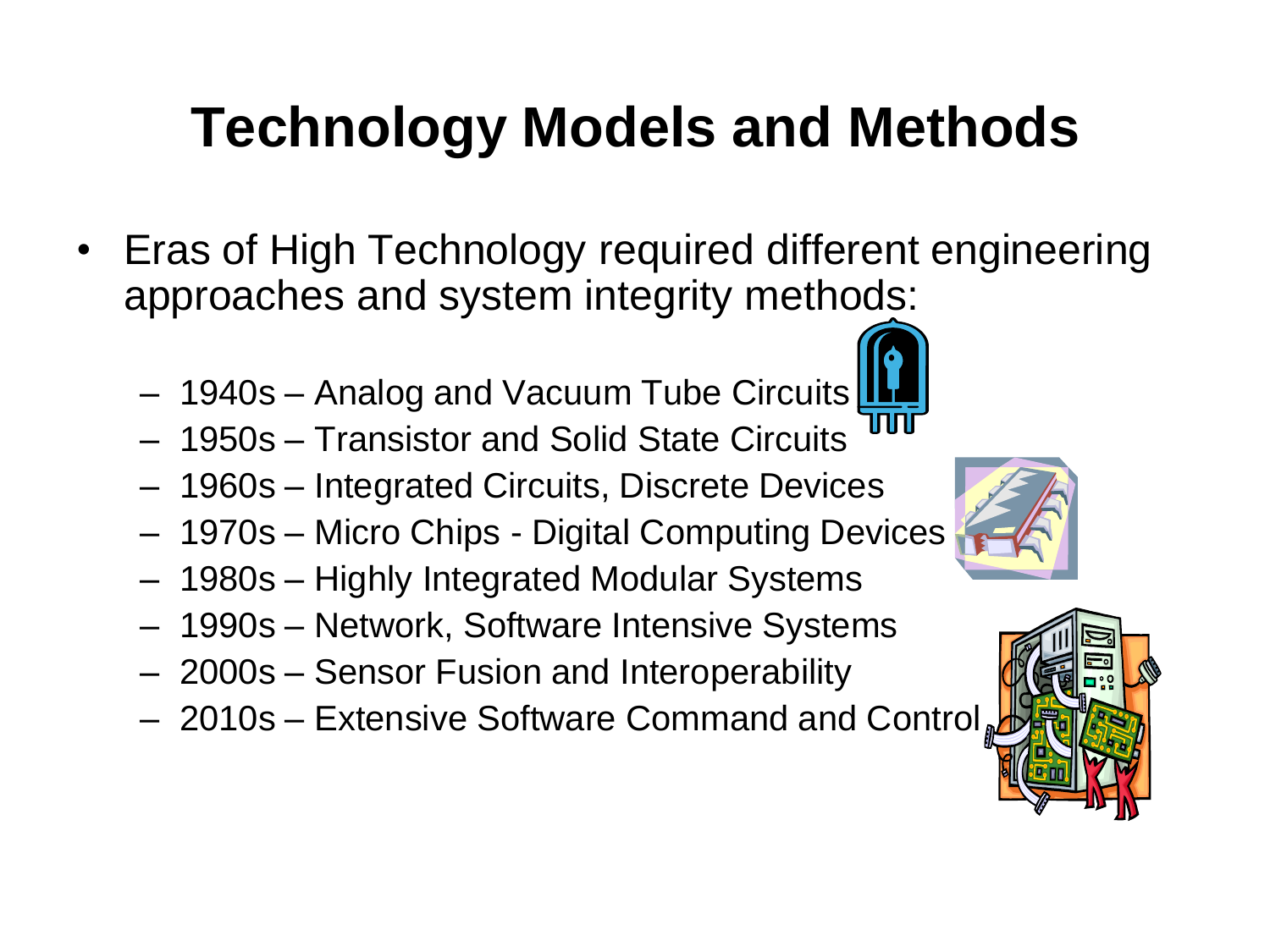# Technology Models and Methods

- Eras of High Technology required different engineering approaches and system integrity methods:
  - 1940s – Analog and Vacuum Tube Circuits
  - 1950s – Transistor and Solid State Circuits
  - 1960s – Integrated Circuits, Discrete Devices
  - 1970s – Micro Chips - Digital Computing Devices
  - 1980s – Highly Integrated Modular Systems
  - 1990s – Network, Software Intensive Systems
  - 2000s – Sensor Fusion and Interoperability
  - 2010s – Extensive Software Command and Control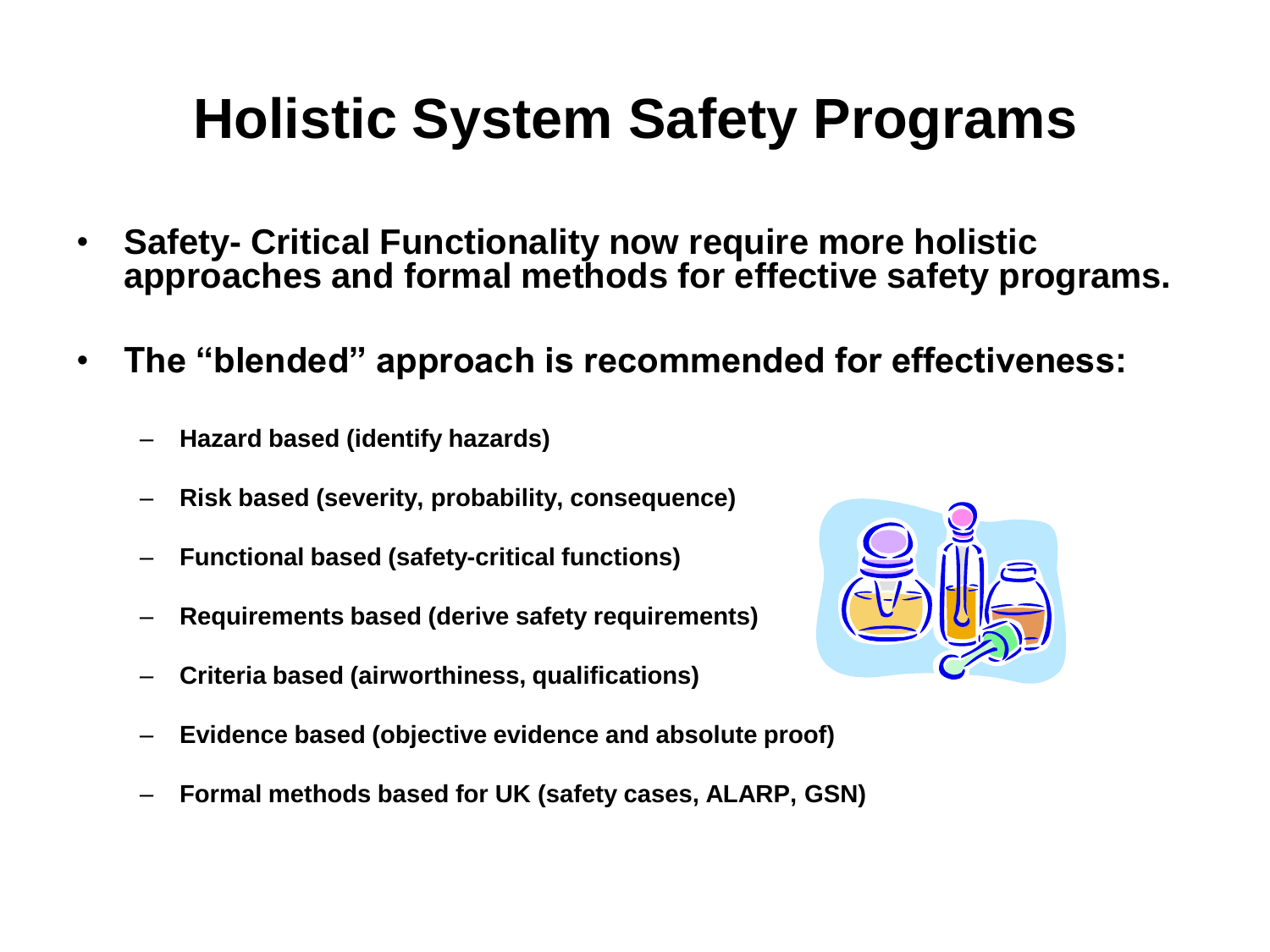# Holistic System Safety Programs

- **Safety- Critical Functionality now require more holistic approaches and formal methods for effective safety programs.**
- **The "blended" approach is recommended for effectiveness:**
  - **Hazard based (identify hazards)**
  - **Risk based (severity, probability, consequence)**
  - **Functional based (safety-critical functions)**
  - **Requirements based (derive safety requirements)**
  - **Criteria based (airworthiness, qualifications)**
  - **Evidence based (objective evidence and absolute proof)**
  - **Formal methods based for UK (safety cases, ALARP, GSN)**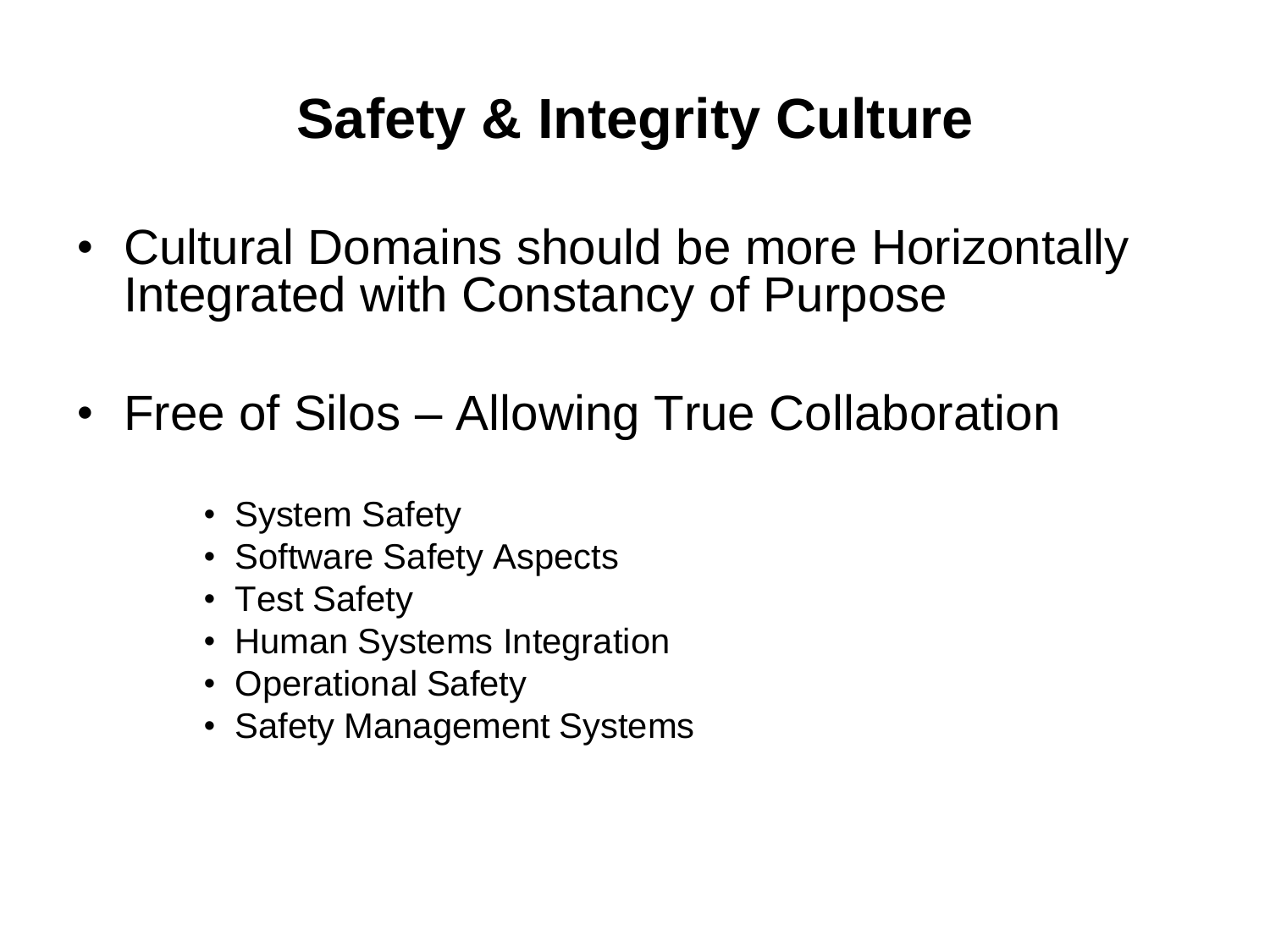# Safety & Integrity Culture

- Cultural Domains should be more Horizontally Integrated with Constancy of Purpose
- Free of Silos – Allowing True Collaboration
  - System Safety
  - Software Safety Aspects
  - Test Safety
  - Human Systems Integration
  - Operational Safety
  - Safety Management Systems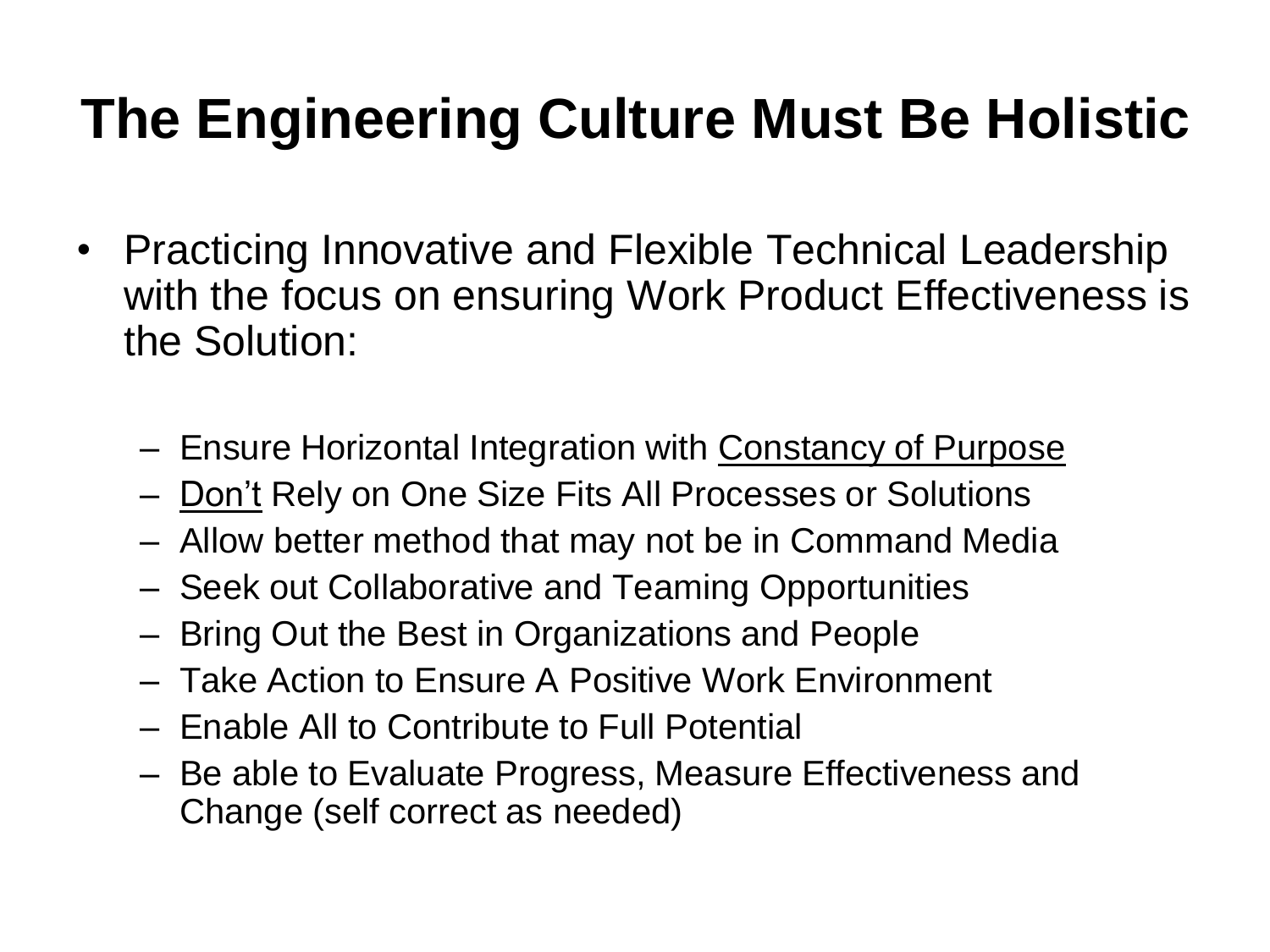# The Engineering Culture Must Be Holistic

- Practicing Innovative and Flexible Technical Leadership with the focus on ensuring Work Product Effectiveness is the Solution:
  - Ensure Horizontal Integration with <u>Constancy of Purpose</u>
  - <u>Don't</u> Rely on One Size Fits All Processes or Solutions
  - Allow better method that may not be in Command Media
  - Seek out Collaborative and Teaming Opportunities
  - Bring Out the Best in Organizations and People
  - Take Action to Ensure A Positive Work Environment
  - Enable All to Contribute to Full Potential
  - Be able to Evaluate Progress, Measure Effectiveness and Change (self correct as needed)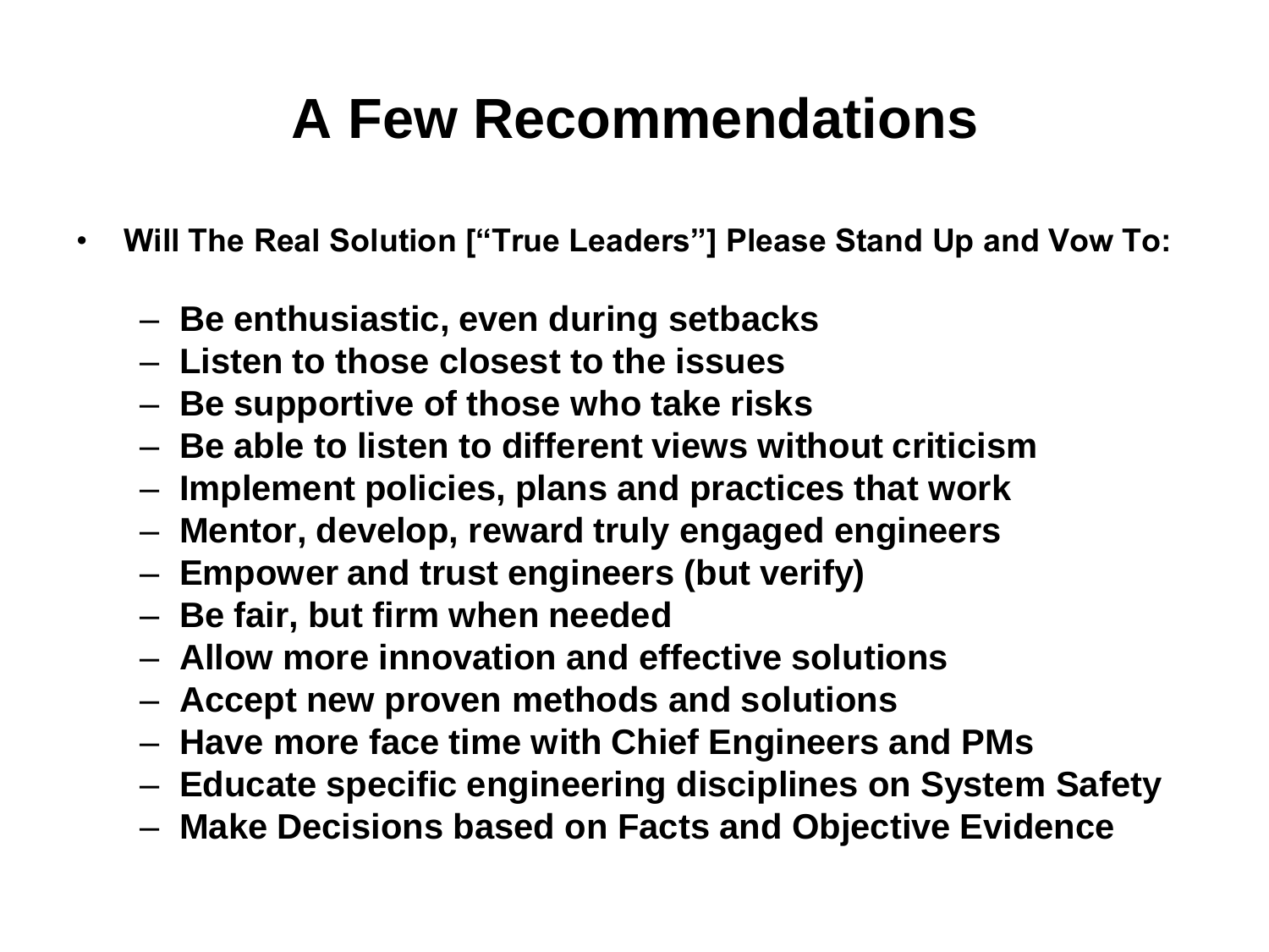# A Few Recommendations

- **Will The Real Solution ["True Leaders"] Please Stand Up and Vow To:**
  - **Be enthusiastic, even during setbacks**
  - **Listen to those closest to the issues**
  - **Be supportive of those who take risks**
  - **Be able to listen to different views without criticism**
  - **Implement policies, plans and practices that work**
  - **Mentor, develop, reward truly engaged engineers**
  - **Empower and trust engineers (but verify)**
  - **Be fair, but firm when needed**
  - **Allow more innovation and effective solutions**
  - **Accept new proven methods and solutions**
  - **Have more face time with Chief Engineers and PMs**
  - **Educate specific engineering disciplines on System Safety**
  - **Make Decisions based on Facts and Objective Evidence**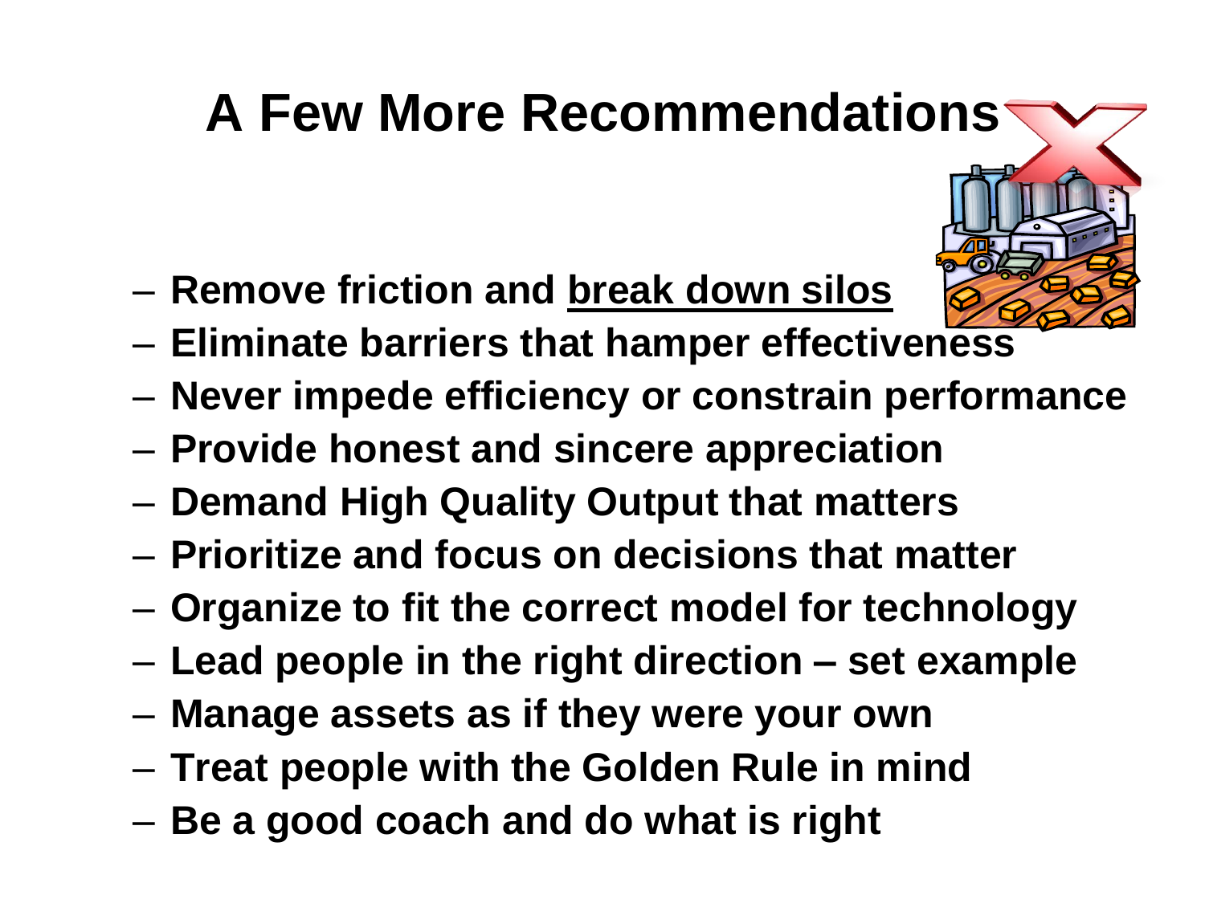# A Few More Recommendations

- Remove friction and <u>break down silos</u>
- Eliminate barriers that hamper effectiveness
- Never impede efficiency or constrain performance
- Provide honest and sincere appreciation
- Demand High Quality Output that matters
- Prioritize and focus on decisions that matter
- Organize to fit the correct model for technology
- Lead people in the right direction – set example
- Manage assets as if they were your own
- Treat people with the Golden Rule in mind
- Be a good coach and do what is right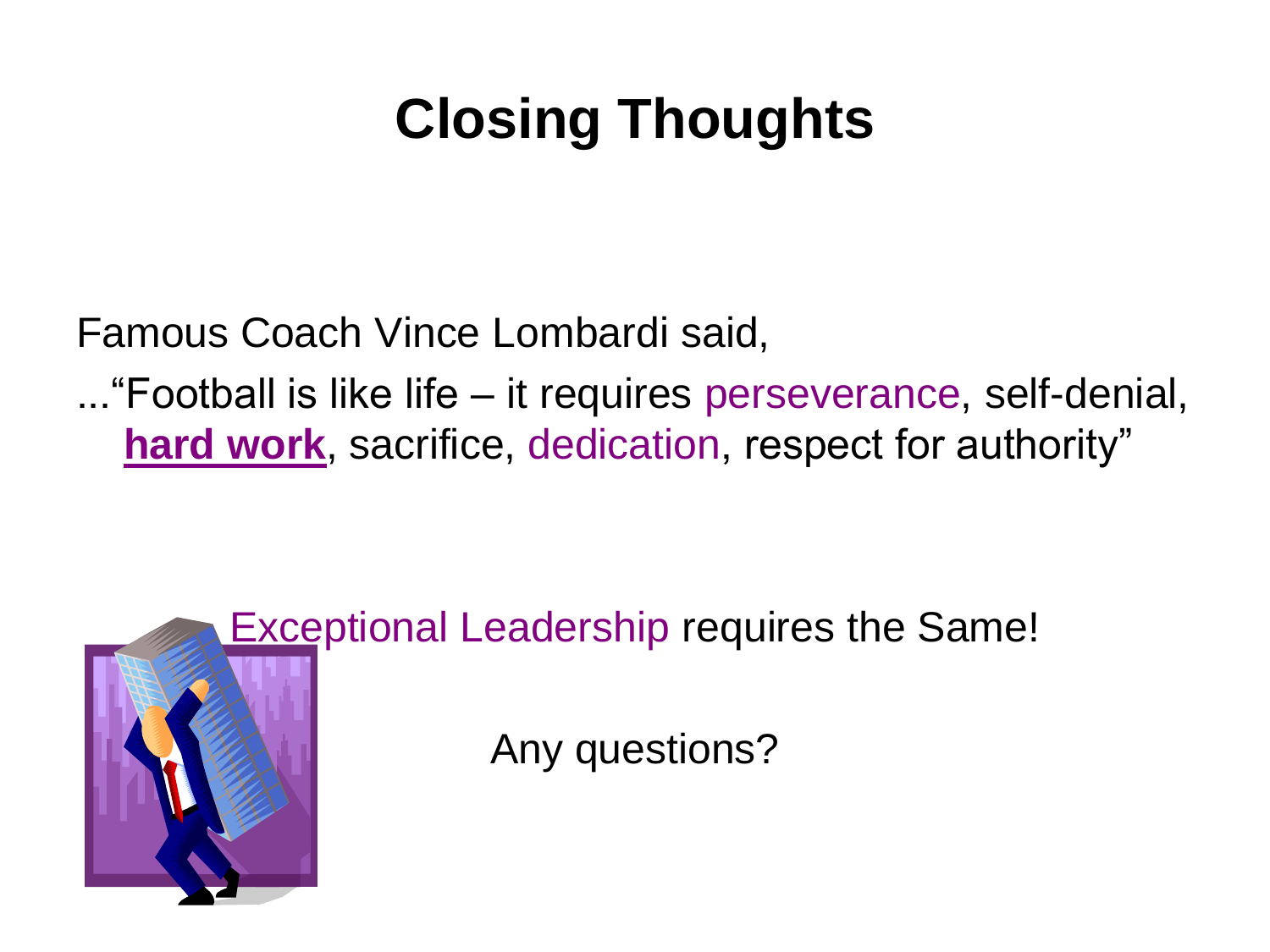# Closing Thoughts

Famous Coach Vince Lombardi said,

..."Football is like life – it requires perseverance, self-denial, **hard work**, sacrifice, dedication, respect for authority"

Exceptional Leadership requires the Same!

Any questions?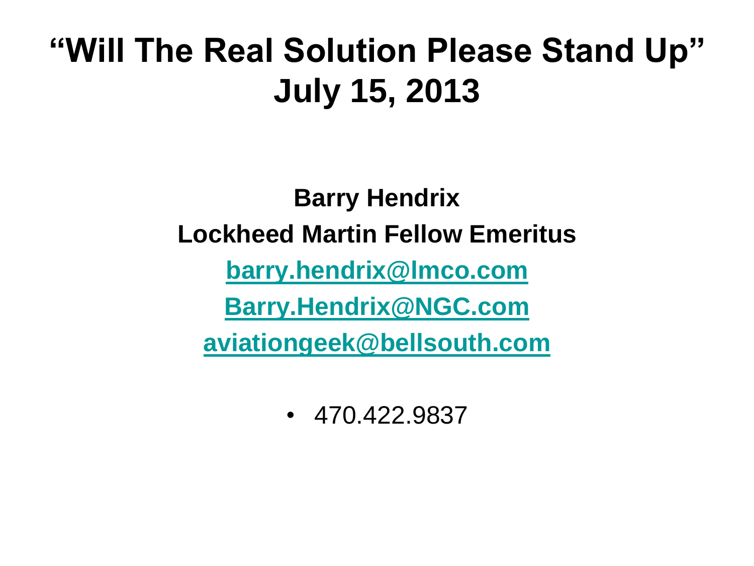# "Will The Real Solution Please Stand Up" July 15, 2013

**Barry Hendrix**

**Lockheed Martin Fellow Emeritus**

**barry.hendrix@lmco.com**

**Barry.Hendrix@NGC.com**

**aviationgeek@bellsouth.com**

- 470.422.9837